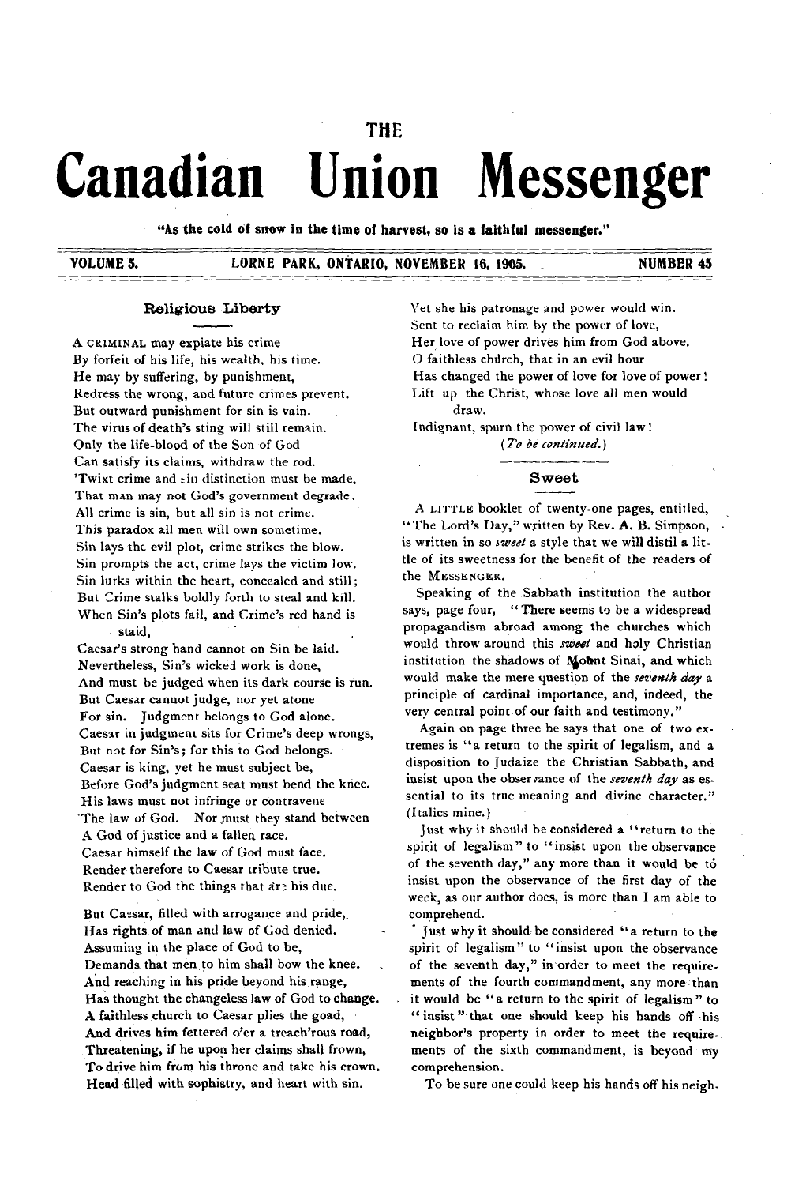THE

# Canadian Union Messenger

"As the cold of snow in the time of harvest, so is a faithful messenger."

VOLUME 5. LORNE PARK, ONTARIO, NOVEMBER 16, 1905. NUMBER 45

## Religious Liberty

A CRIMINAL may expiate his crime
By forfeit of his life, his wealth, his time.
He may by suffering, by punishment,
Redress the wrong, and future crimes prevent.
But outward punishment for sin is vain.
The virus of death's sting will still remain.
Only the life-blood of the Son of God
Can satisfy its claims, withdraw the rod.
'Twixt crime and sin distinction must be made,
That man may not God's government degrade.
All crime is sin, but all sin is not crime.
This paradox all men will own sometime.
Sin lays the evil plot, crime strikes the blow.
Sin prompts the act, crime lays the victim low.
Sin lurks within the heart, concealed and still;
But Crime stalks boldly forth to steal and kill.
When Sin's plots fail, and Crime's red hand is staid,
Caesar's strong hand cannot on Sin be laid.
Nevertheless, Sin's wicked work is done,
And must be judged when its dark course is run.
But Caesar cannot judge, nor yet atone
For sin. Judgment belongs to God alone.
Caesar in judgment sits for Crime's deep wrongs,
But not for Sin's; for this to God belongs.
Caesar is king, yet he must subject be,
Before God's judgment seat must bend the knee.
His laws must not infringe or contravene
The law of God. Nor must they stand between
A God of justice and a fallen race.
Caesar himself the law of God must face.
Render therefore to Caesar tribute true.
Render to God the things that are his due.

But Caesar, filled with arrogance and pride,
Has rights of man and law of God denied.
Assuming in the place of God to be,
Demands that men to him shall bow the knee.
And reaching in his pride beyond his range,
Has thought the changeless law of God to change.
A faithless church to Caesar plies the goad,
And drives him fettered o'er a treach'rous road,
Threatening, if he upon her claims shall frown,
To drive him from his throne and take his crown.
Head filled with sophistry, and heart with sin.
Yet she his patronage and power would win.
Sent to reclaim him by the power of love,
Her love of power drives him from God above.
O faithless church, that in an evil hour
Has changed the power of love for love of power!
Lift up the Christ, whose love all men would draw.
Indignant, spurn the power of civil law!

(*To be continued.*)

## Sweet

A LITTLE booklet of twenty-one pages, entitled, "The Lord's Day," written by Rev. A. B. Simpson, is written in so *sweet* a style that we will distil a little of its sweetness for the benefit of the readers of the MESSENGER.

Speaking of the Sabbath institution the author says, page four, "There seems to be a widespread propagandism abroad among the churches which would throw around this *sweet* and holy Christian institution the shadows of Mount Sinai, and which would make the mere question of the *seventh day* a principle of cardinal importance, and, indeed, the very central point of our faith and testimony."

Again on page three he says that one of two extremes is "a return to the spirit of legalism, and a disposition to Judaize the Christian Sabbath, and insist upon the observance of the *seventh day* as essential to its true meaning and divine character." (Italics mine.)

Just why it should be considered a "return to the spirit of legalism" to "insist upon the observance of the seventh day," any more than it would be to insist upon the observance of the first day of the week, as our author does, is more than I am able to comprehend.

Just why it should be considered "a return to the spirit of legalism" to "insist upon the observance of the seventh day," in order to meet the requirements of the fourth commandment, any more than it would be "a return to the spirit of legalism" to "insist" that one should keep his hands off his neighbor's property in order to meet the requirements of the sixth commandment, is beyond my comprehension.

To be sure one could keep his hands off his neigh-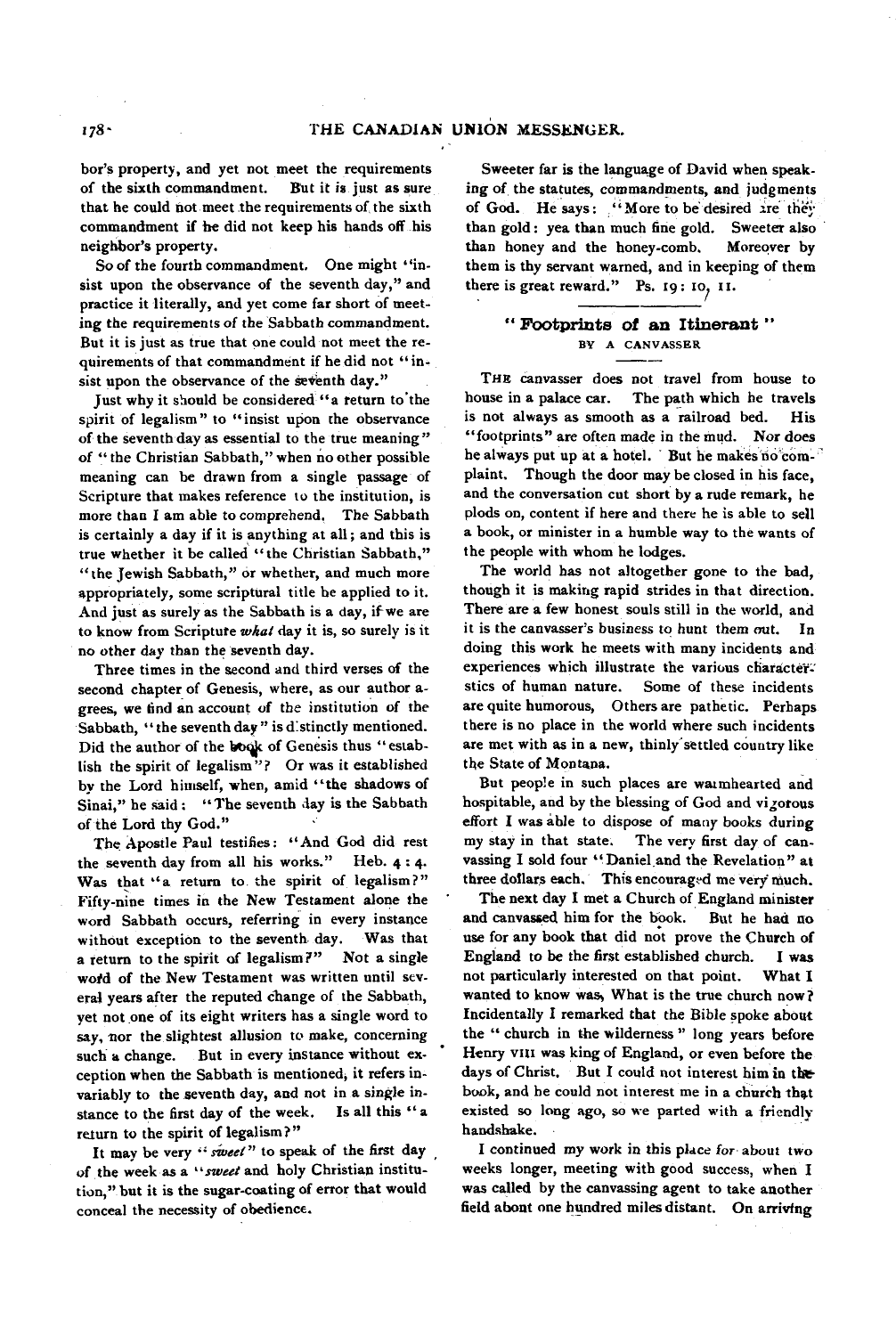bor's property, and yet not meet the requirements of the sixth commandment. But it is just as sure that he could not meet the requirements of the sixth commandment if he did not keep his hands off his neighbor's property.

So of the fourth commandment. One might "insist upon the observance of the seventh day," and practice it literally, and yet come far short of meeting the requirements of the Sabbath commandment. But it is just as true that one could not meet the requirements of that commandment if he did not "insist upon the observance of the seventh day."

Just why it should be considered "a return to the spirit of legalism" to "insist upon the observance of the seventh day as essential to the true meaning" of "the Christian Sabbath," when no other possible meaning can be drawn from a single passage of Scripture that makes reference to the institution, is more than I am able to comprehend. The Sabbath is certainly a day if it is anything at all; and this is true whether it be called "the Christian Sabbath," "the Jewish Sabbath," or whether, and much more appropriately, some scriptural title be applied to it. And just as surely as the Sabbath is a day, if we are to know from Scripture *what* day it is, so surely is it no other day than the seventh day.

Three times in the second and third verses of the second chapter of Genesis, where, as our author agrees, we find an account of the institution of the Sabbath, "the seventh day" is distinctly mentioned. Did the author of the book of Genesis thus "establish the spirit of legalism"? Or was it established by the Lord himself, when, amid "the shadows of Sinai," he said: "The seventh day is the Sabbath of the Lord thy God."

The Apostle Paul testifies: "And God did rest the seventh day from all his works." Heb. 4 : 4. Was that "a return to the spirit of legalism?" Fifty-nine times in the New Testament alone the word Sabbath occurs, referring in every instance without exception to the seventh day. Was that a return to the spirit of legalism?" Not a single word of the New Testament was written until several years after the reputed change of the Sabbath, yet not one of its eight writers has a single word to say, nor the slightest allusion to make, concerning such a change. But in every instance without exception when the Sabbath is mentioned, it refers invariably to the seventh day, and not in a single instance to the first day of the week. Is all this "a return to the spirit of legalism?"

It may be very "*sweet*" to speak of the first day of the week as a "*sweet* and holy Christian institution," but it is the sugar-coating of error that would conceal the necessity of obedience.

Sweeter far is the language of David when speaking of the statutes, commandments, and judgments of God. He says: "More to be desired are they than gold: yea than much fine gold. Sweeter also than honey and the honey-comb. Moreover by them is thy servant warned, and in keeping of them there is great reward." Ps. 19: 10, 11.

## "Footprints of an Itinerant"

BY A CANVASSER

THE canvasser does not travel from house to house in a palace car. The path which he travels is not always as smooth as a railroad bed. His "footprints" are often made in the mud. Nor does he always put up at a hotel. But he makes no complaint. Though the door may be closed in his face, and the conversation cut short by a rude remark, he plods on, content if here and there he is able to sell a book, or minister in a humble way to the wants of the people with whom he lodges.

The world has not altogether gone to the bad, though it is making rapid strides in that direction. There are a few honest souls still in the world, and it is the canvasser's business to hunt them out. In doing this work he meets with many incidents and experiences which illustrate the various characteristics of human nature. Some of these incidents are quite humorous, Others are pathetic. Perhaps there is no place in the world where such incidents are met with as in a new, thinly settled country like the State of Montana.

But people in such places are warmhearted and hospitable, and by the blessing of God and vigorous effort I was able to dispose of many books during my stay in that state. The very first day of canvassing I sold four "Daniel and the Revelation" at three dollars each. This encouraged me very much.

The next day I met a Church of England minister and canvassed him for the book. But he had no use for any book that did not prove the Church of England to be the first established church. I was not particularly interested on that point. What I wanted to know was, What is the true church now? Incidentally I remarked that the Bible spoke about the "church in the wilderness" long years before Henry VIII was king of England, or even before the days of Christ. But I could not interest him in the book, and he could not interest me in a church that existed so long ago, so we parted with a friendly handshake.

I continued my work in this place for about two weeks longer, meeting with good success, when I was called by the canvassing agent to take another field about one hundred miles distant. On arriving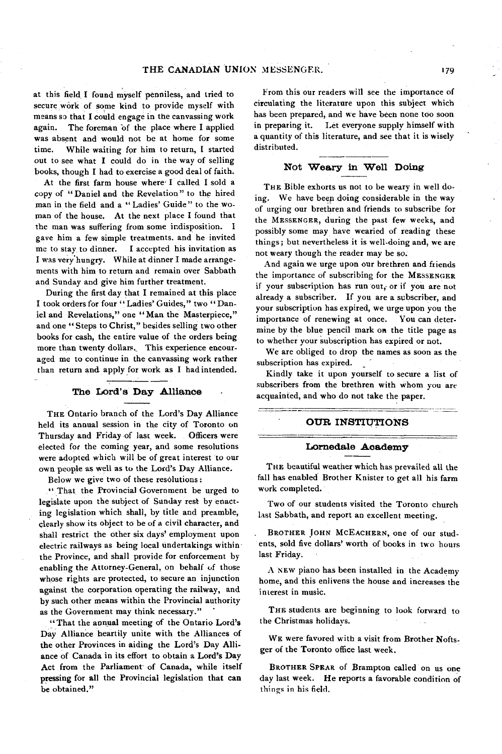at this field I found myself penniless, and tried to secure work of some kind to provide myself with means so that I could engage in the canvassing work again. The foreman of the place where I applied was absent and would not be at home for some time. While waiting for him to return, I started out to see what I could do in the way of selling books, though I had to exercise a good deal of faith.

At the first farm house where I called I sold a copy of "Daniel and the Revelation" to the hired man in the field and a "Ladies' Guide" to the woman of the house. At the next place I found that the man was suffering from some indisposition. I gave him a few simple treatments. and he invited me to stay to dinner. I accepted his invitation as I was very hungry. While at dinner I made arrangements with him to return and remain over Sabbath and Sunday and give him further treatment.

During the first day that I remained at this place I took orders for four "Ladies' Guides," two "Daniel and Revelations," one "Man the Masterpiece," and one "Steps to Christ," besides selling two other books for cash, the entire value of the orders being more than twenty dollars. This experience encouraged me to continue in the canvassing work rather than return and apply for work as I had intended.

### The Lord's Day Alliance

THE Ontario branch of the Lord's Day Alliance held its annual session in the city of Toronto on Thursday and Friday of last week. Officers were elected for the coming year, and some resolutions were adopted which will be of great interest to our own people as well as to the Lord's Day Alliance.

Below we give two of these resolutions:

"That the Provincial Government be urged to legislate upon the subject of Sunday rest by enacting legislation which shall, by title and preamble, clearly show its object to be of a civil character, and shall restrict the other six days' employment upon electric railways as being local undertakings within the Province, and shall provide for enforcement by enabling the Attorney-General, on behalf of those whose rights are protected, to secure an injunction against the corporation operating the railway, and by such other means within the Provincial authority as the Government may think necessary."

"That the annual meeting of the Ontario Lord's Day Alliance heartily unite with the Alliances of the other Provinces in aiding the Lord's Day Alliance of Canada in its effort to obtain a Lord's Day Act from the Parliament of Canada, while itself pressing for all the Provincial legislation that can be obtained."

From this our readers will see the importance of circulating the literature upon this subject which has been prepared, and we have been none too soon in preparing it. Let everyone supply himself with a quantity of this literature, and see that it is wisely distributed.

### Not Weary in Well Doing

THE Bible exhorts us not to be weary in well doing. We have been doing considerable in the way of urging our brethren and friends to subscribe for the MESSENGER, during the past few weeks, and possibly some may have wearied of reading these things; but nevertheless it is well-doing and, we are not weary though the reader may be so.

And again we urge upon our brethren and friends the importance of subscribing for the MESSENGER if your subscription has run out, or if you are not already a subscriber. If you are a subscriber, and your subscription has expired, we urge upon you the importance of renewing at once. You can determine by the blue pencil mark on the title page as to whether your subscription has expired or not.

We are obliged to drop the names as soon as the subscription has expired.

Kindly take it upon yourself to secure a list of subscribers from the brethren with whom you are acquainted, and who do not take the paper.

## OUR INSTITUTIONS

### Lornedale Academy

THE beautiful weather which has prevailed all the fall has enabled Brother Knister to get all his farm work completed.

Two of our students visited the Toronto church last Sabbath, and report an excellent meeting.

BROTHER JOHN MCEACHERN, one of our students, sold five dollars' worth of books in two hours last Friday.

A NEW piano has been installed in the Academy home, and this enlivens the house and increases the interest in music.

THE students are beginning to look forward to the Christmas holidays.

WE were favored with a visit from Brother Noftsger of the Toronto office last week.

BROTHER SPEAR of Brampton called on us one day last week. He reports a favorable condition of things in his field.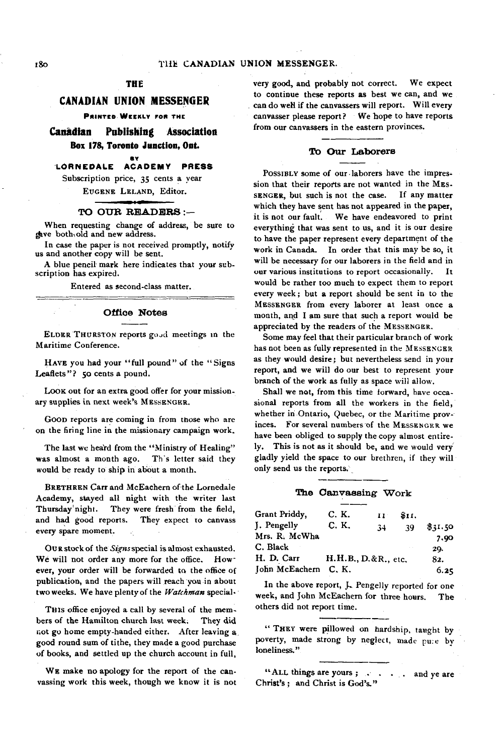# THE CANADIAN UNION MESSENGER

PRINTED WEEKLY FOR THE

## Canadian Publishing Association

**Box 178, Toronto Junction, Ont.**

BY

**LORNEDALE ACADEMY PRESS**

Subscription price, 35 cents a year

EUGENE LELAND, Editor.

### TO OUR READERS :—

When requesting change of address, be sure to give both old and new address.

In case the paper is not received promptly, notify us and another copy will be sent.

A blue pencil mark here indicates that your subscription has expired.

Entered as second-class matter.

---

### Office Notes

ELDER THURSTON reports good meetings in the Maritime Conference.

HAVE you had your "full pound" of the "Signs Leaflets"? 50 cents a pound.

LOOK out for an extra good offer for your missionary supplies in next week's MESSENGER.

GOOD reports are coming in from those who are on the firing line in the missionary campaign work.

The last we heard from the "Ministry of Healing" was almost a month ago. This letter said they would be ready to ship in about a month.

BRETHREN Carr and McEachern of the Lornedale Academy, stayed all night with the writer last Thursday night. They were fresh from the field, and had good reports. They expect to canvass every spare moment.

OUR stock of the *Signs* special is almost exhausted. We will not order any more for the office. However, your order will be forwarded to the office of publication, and the papers will reach you in about two weeks. We have plenty of the *Watchman* special.

THIS office enjoyed a call by several of the members of the Hamilton church last week. They did not go home empty-handed either. After leaving a good round sum of tithe, they made a good purchase of books, and settled up the church account in full.

WE make no apology for the report of the canvassing work this week, though we know it is not very good, and probably not correct. We expect to continue these reports as best we can, and we can do well if the canvassers will report. Will every canvasser please report? We hope to have reports from our canvassers in the eastern provinces.

### To Our Laborers

POSSIBLY some of our laborers have the impression that their reports are not wanted in the MESSENGER, but such is not the case. If any matter which they have sent has not appeared in the paper, it is not our fault. We have endeavored to print everything that was sent to us, and it is our desire to have the paper represent every department of the work in Canada. In order that this may be so, it will be necessary for our laborers in the field and in our various institutions to report occasionally. It would be rather too much to expect them to report every week; but a report should be sent in to the MESSENGER from every laborer at least once a month, and I am sure that such a report would be appreciated by the readers of the MESSENGER.

Some may feel that their particular branch of work has not been as fully represented in the MESSENGER as they would desire; but nevertheless send in your report, and we will do our best to represent your branch of the work as fully as space will allow.

Shall we not, from this time forward, have occasional reports from all the workers in the field, whether in Ontario, Quebec, or the Maritime provinces. For several numbers of the MESSENGER we have been obliged to supply the copy almost entirely. This is not as it should be, and we would very gladly yield the space to our brethren, if they will only send us the reports.

### The Canvassing Work

| | | | | |
|---|---|---|---|---|
| Grant Priddy, | C. K. | 11 | $11. | |
| J. Pengelly | C. K. | 34 | 39 | $31.50 |
| Mrs. R. McWha | | | | 7.90 |
| C. Black | | | | 29. |
| H. D. Carr | H.H.B., D.&R., etc. | | | 82. |
| John McEachern | C. K. | | | 6.25 |

In the above report, J. Pengelly reported for one week, and John McEachern for three hours. The others did not report time.

---

"THEY were pillowed on hardship, taught by poverty, made strong by neglect, made pure by loneliness."

---

"ALL things are yours ; . . . . and ye are Christ's ; and Christ is God's."